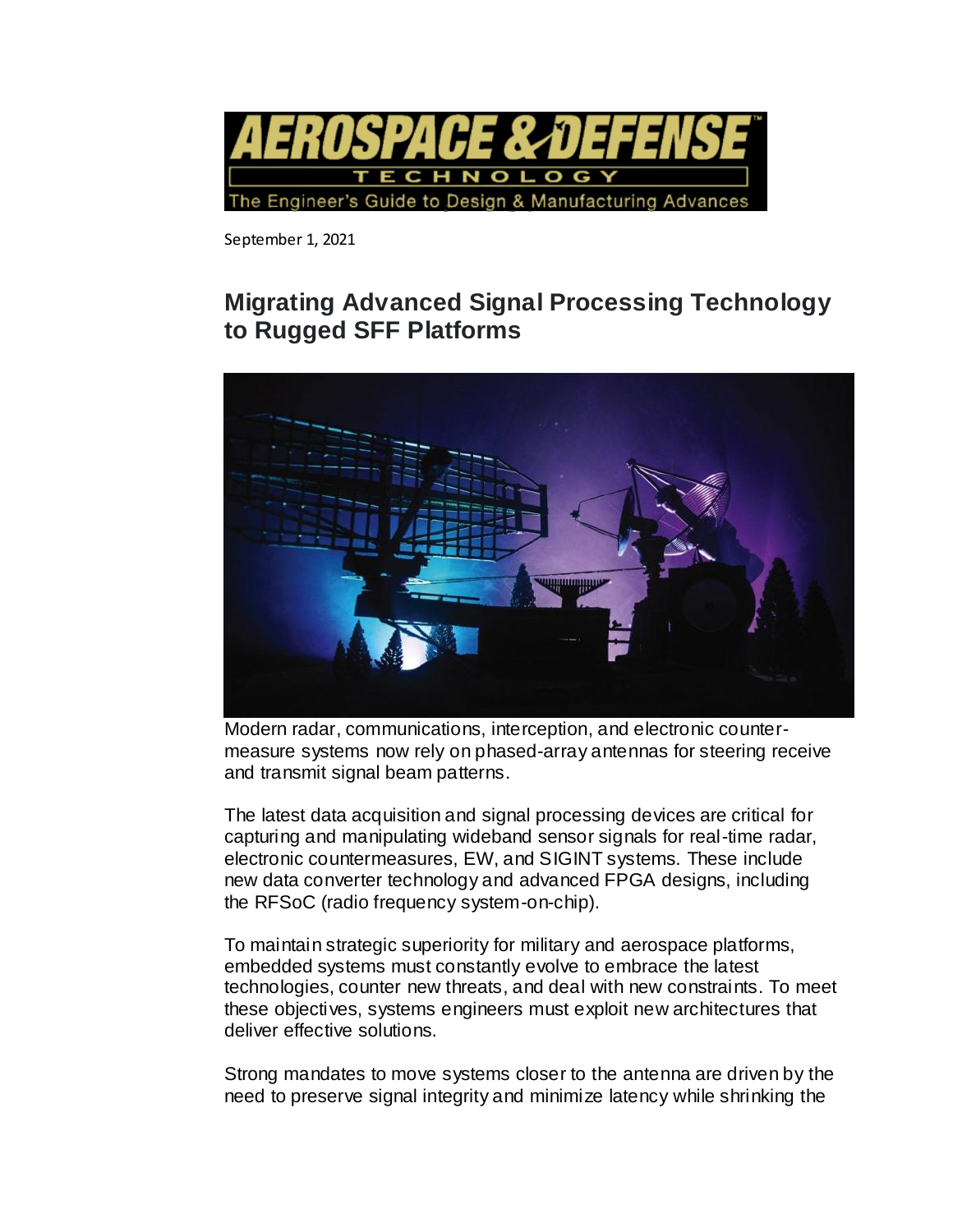September 1, 2021

# Migrating Advanced Signal Processing Technology to Rugged SFF Platforms

Modern radar, communications, interception, and electronic counter-measure systems now rely on phased-array antennas for steering receive and transmit signal beam patterns.

The latest data acquisition and signal processing devices are critical for capturing and manipulating wideband sensor signals for real-time radar, electronic countermeasures, EW, and SIGINT systems. These include new data converter technology and advanced FPGA designs, including the RFSoC (radio frequency system-on-chip).

To maintain strategic superiority for military and aerospace platforms, embedded systems must constantly evolve to embrace the latest technologies, counter new threats, and deal with new constraints. To meet these objectives, systems engineers must exploit new architectures that deliver effective solutions.

Strong mandates to move systems closer to the antenna are driven by the need to preserve signal integrity and minimize latency while shrinking the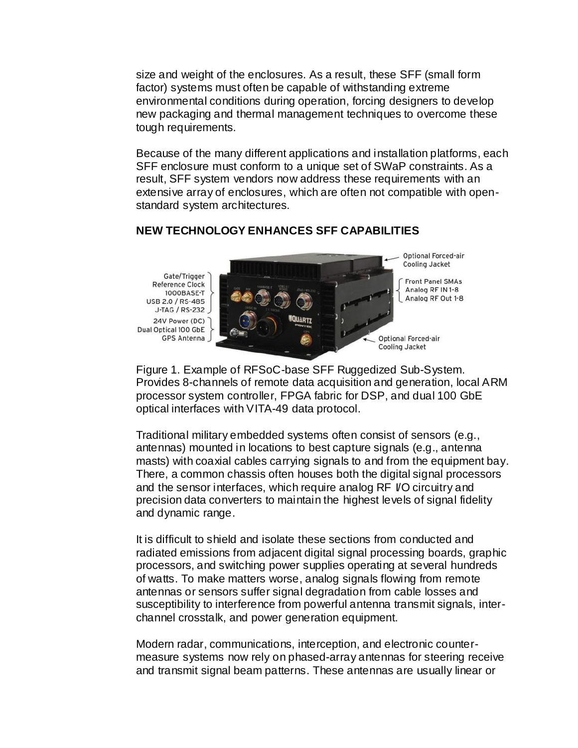size and weight of the enclosures. As a result, these SFF (small form factor) systems must often be capable of withstanding extreme environmental conditions during operation, forcing designers to develop new packaging and thermal management techniques to overcome these tough requirements.

Because of the many different applications and installation platforms, each SFF enclosure must conform to a unique set of SWaP constraints. As a result, SFF system vendors now address these requirements with an extensive array of enclosures, which are often not compatible with open-standard system architectures.

## NEW TECHNOLOGY ENHANCES SFF CAPABILITIES

Figure 1. Example of RFSoC-base SFF Ruggedized Sub-System. Provides 8-channels of remote data acquisition and generation, local ARM processor system controller, FPGA fabric for DSP, and dual 100 GbE optical interfaces with VITA-49 data protocol.

Traditional military embedded systems often consist of sensors (e.g., antennas) mounted in locations to best capture signals (e.g., antenna masts) with coaxial cables carrying signals to and from the equipment bay. There, a common chassis often houses both the digital signal processors and the sensor interfaces, which require analog RF I/O circuitry and precision data converters to maintain the highest levels of signal fidelity and dynamic range.

It is difficult to shield and isolate these sections from conducted and radiated emissions from adjacent digital signal processing boards, graphic processors, and switching power supplies operating at several hundreds of watts. To make matters worse, analog signals flowing from remote antennas or sensors suffer signal degradation from cable losses and susceptibility to interference from powerful antenna transmit signals, inter-channel crosstalk, and power generation equipment.

Modern radar, communications, interception, and electronic counter-measure systems now rely on phased-array antennas for steering receive and transmit signal beam patterns. These antennas are usually linear or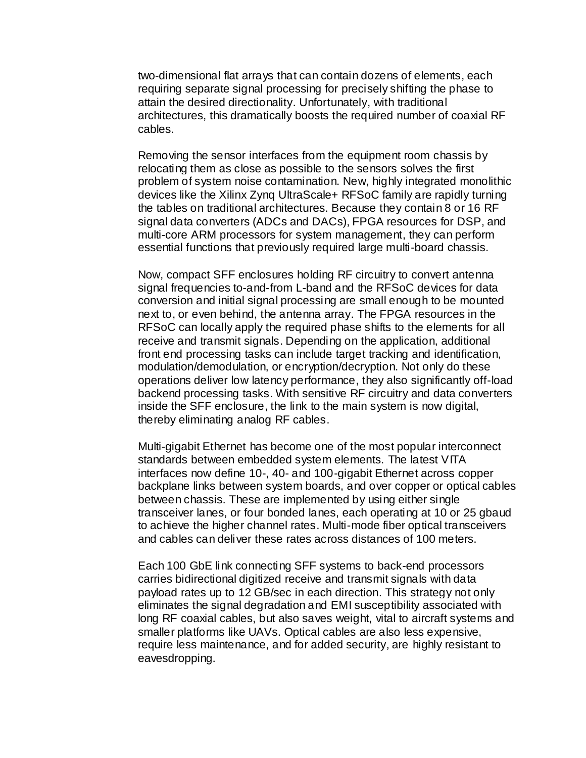two-dimensional flat arrays that can contain dozens of elements, each requiring separate signal processing for precisely shifting the phase to attain the desired directionality. Unfortunately, with traditional architectures, this dramatically boosts the required number of coaxial RF cables.

Removing the sensor interfaces from the equipment room chassis by relocating them as close as possible to the sensors solves the first problem of system noise contamination. New, highly integrated monolithic devices like the Xilinx Zynq UltraScale+ RFSoC family are rapidly turning the tables on traditional architectures. Because they contain 8 or 16 RF signal data converters (ADCs and DACs), FPGA resources for DSP, and multi-core ARM processors for system management, they can perform essential functions that previously required large multi-board chassis.

Now, compact SFF enclosures holding RF circuitry to convert antenna signal frequencies to-and-from L-band and the RFSoC devices for data conversion and initial signal processing are small enough to be mounted next to, or even behind, the antenna array. The FPGA resources in the RFSoC can locally apply the required phase shifts to the elements for all receive and transmit signals. Depending on the application, additional front end processing tasks can include target tracking and identification, modulation/demodulation, or encryption/decryption. Not only do these operations deliver low latency performance, they also significantly off-load backend processing tasks. With sensitive RF circuitry and data converters inside the SFF enclosure, the link to the main system is now digital, thereby eliminating analog RF cables.

Multi-gigabit Ethernet has become one of the most popular interconnect standards between embedded system elements. The latest VITA interfaces now define 10-, 40- and 100-gigabit Ethernet across copper backplane links between system boards, and over copper or optical cables between chassis. These are implemented by using either single transceiver lanes, or four bonded lanes, each operating at 10 or 25 gbaud to achieve the higher channel rates. Multi-mode fiber optical transceivers and cables can deliver these rates across distances of 100 meters.

Each 100 GbE link connecting SFF systems to back-end processors carries bidirectional digitized receive and transmit signals with data payload rates up to 12 GB/sec in each direction. This strategy not only eliminates the signal degradation and EMI susceptibility associated with long RF coaxial cables, but also saves weight, vital to aircraft systems and smaller platforms like UAVs. Optical cables are also less expensive, require less maintenance, and for added security, are highly resistant to eavesdropping.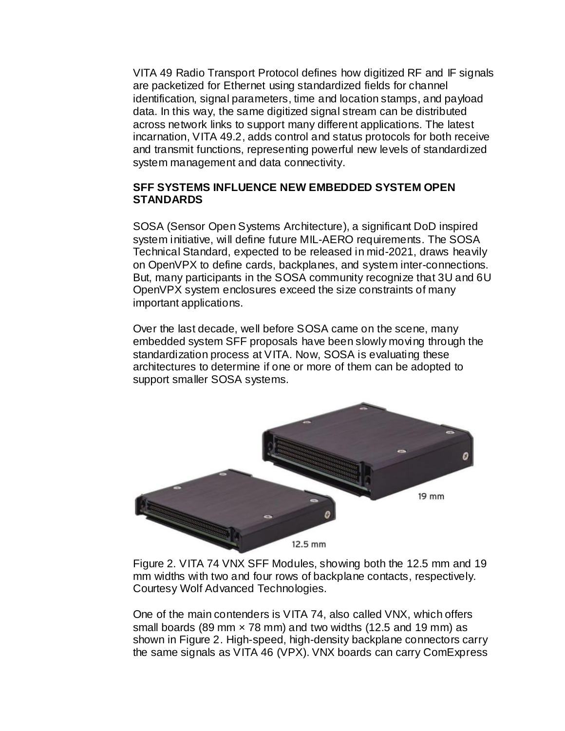VITA 49 Radio Transport Protocol defines how digitized RF and IF signals are packetized for Ethernet using standardized fields for channel identification, signal parameters, time and location stamps, and payload data. In this way, the same digitized signal stream can be distributed across network links to support many different applications. The latest incarnation, VITA 49.2, adds control and status protocols for both receive and transmit functions, representing powerful new levels of standardized system management and data connectivity.

## SFF SYSTEMS INFLUENCE NEW EMBEDDED SYSTEM OPEN STANDARDS

SOSA (Sensor Open Systems Architecture), a significant DoD inspired system initiative, will define future MIL-AERO requirements. The SOSA Technical Standard, expected to be released in mid-2021, draws heavily on OpenVPX to define cards, backplanes, and system inter-connections. But, many participants in the SOSA community recognize that 3U and 6U OpenVPX system enclosures exceed the size constraints of many important applications.

Over the last decade, well before SOSA came on the scene, many embedded system SFF proposals have been slowly moving through the standardization process at VITA. Now, SOSA is evaluating these architectures to determine if one or more of them can be adopted to support smaller SOSA systems.

Figure 2. VITA 74 VNX SFF Modules, showing both the 12.5 mm and 19 mm widths with two and four rows of backplane contacts, respectively. Courtesy Wolf Advanced Technologies.

One of the main contenders is VITA 74, also called VNX, which offers small boards (89 mm × 78 mm) and two widths (12.5 and 19 mm) as shown in Figure 2. High-speed, high-density backplane connectors carry the same signals as VITA 46 (VPX). VNX boards can carry ComExpress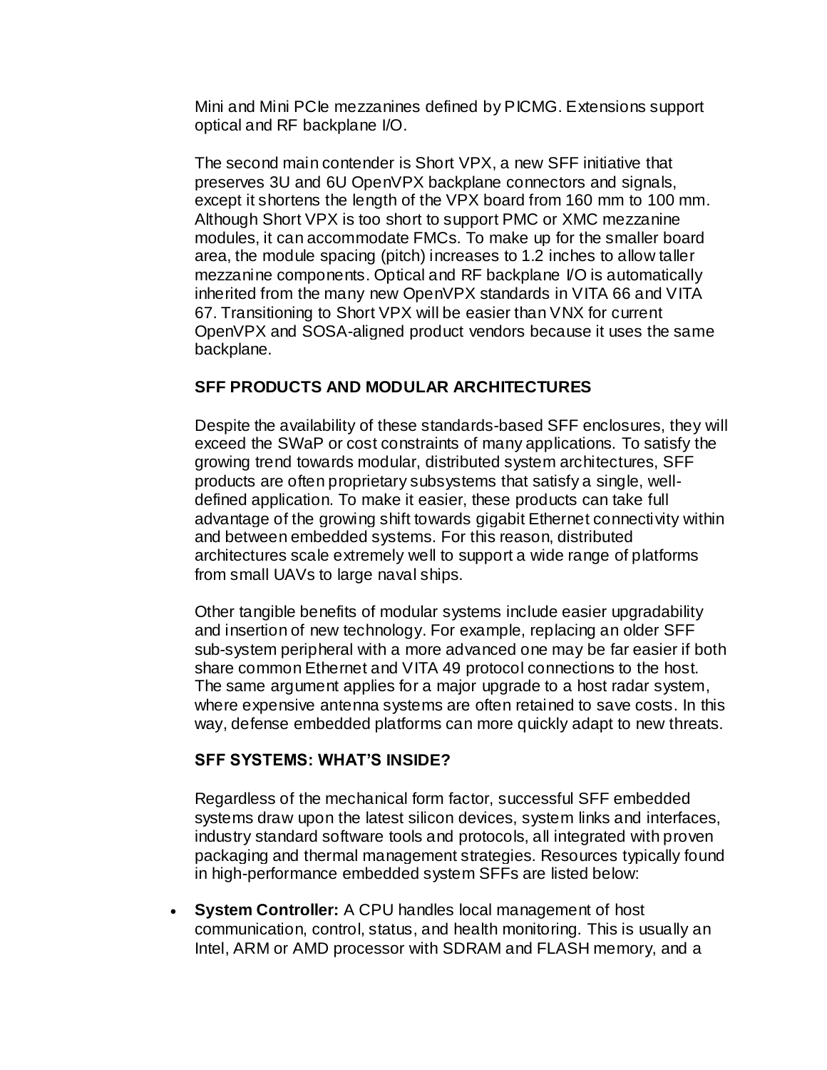Mini and Mini PCIe mezzanines defined by PICMG. Extensions support optical and RF backplane I/O.

The second main contender is Short VPX, a new SFF initiative that preserves 3U and 6U OpenVPX backplane connectors and signals, except it shortens the length of the VPX board from 160 mm to 100 mm. Although Short VPX is too short to support PMC or XMC mezzanine modules, it can accommodate FMCs. To make up for the smaller board area, the module spacing (pitch) increases to 1.2 inches to allow taller mezzanine components. Optical and RF backplane I/O is automatically inherited from the many new OpenVPX standards in VITA 66 and VITA 67. Transitioning to Short VPX will be easier than VNX for current OpenVPX and SOSA-aligned product vendors because it uses the same backplane.

### SFF PRODUCTS AND MODULAR ARCHITECTURES

Despite the availability of these standards-based SFF enclosures, they will exceed the SWaP or cost constraints of many applications. To satisfy the growing trend towards modular, distributed system architectures, SFF products are often proprietary subsystems that satisfy a single, well-defined application. To make it easier, these products can take full advantage of the growing shift towards gigabit Ethernet connectivity within and between embedded systems. For this reason, distributed architectures scale extremely well to support a wide range of platforms from small UAVs to large naval ships.

Other tangible benefits of modular systems include easier upgradability and insertion of new technology. For example, replacing an older SFF sub-system peripheral with a more advanced one may be far easier if both share common Ethernet and VITA 49 protocol connections to the host. The same argument applies for a major upgrade to a host radar system, where expensive antenna systems are often retained to save costs. In this way, defense embedded platforms can more quickly adapt to new threats.

### SFF SYSTEMS: WHAT'S INSIDE?

Regardless of the mechanical form factor, successful SFF embedded systems draw upon the latest silicon devices, system links and interfaces, industry standard software tools and protocols, all integrated with proven packaging and thermal management strategies. Resources typically found in high-performance embedded system SFFs are listed below:

- **System Controller:** A CPU handles local management of host communication, control, status, and health monitoring. This is usually an Intel, ARM or AMD processor with SDRAM and FLASH memory, and a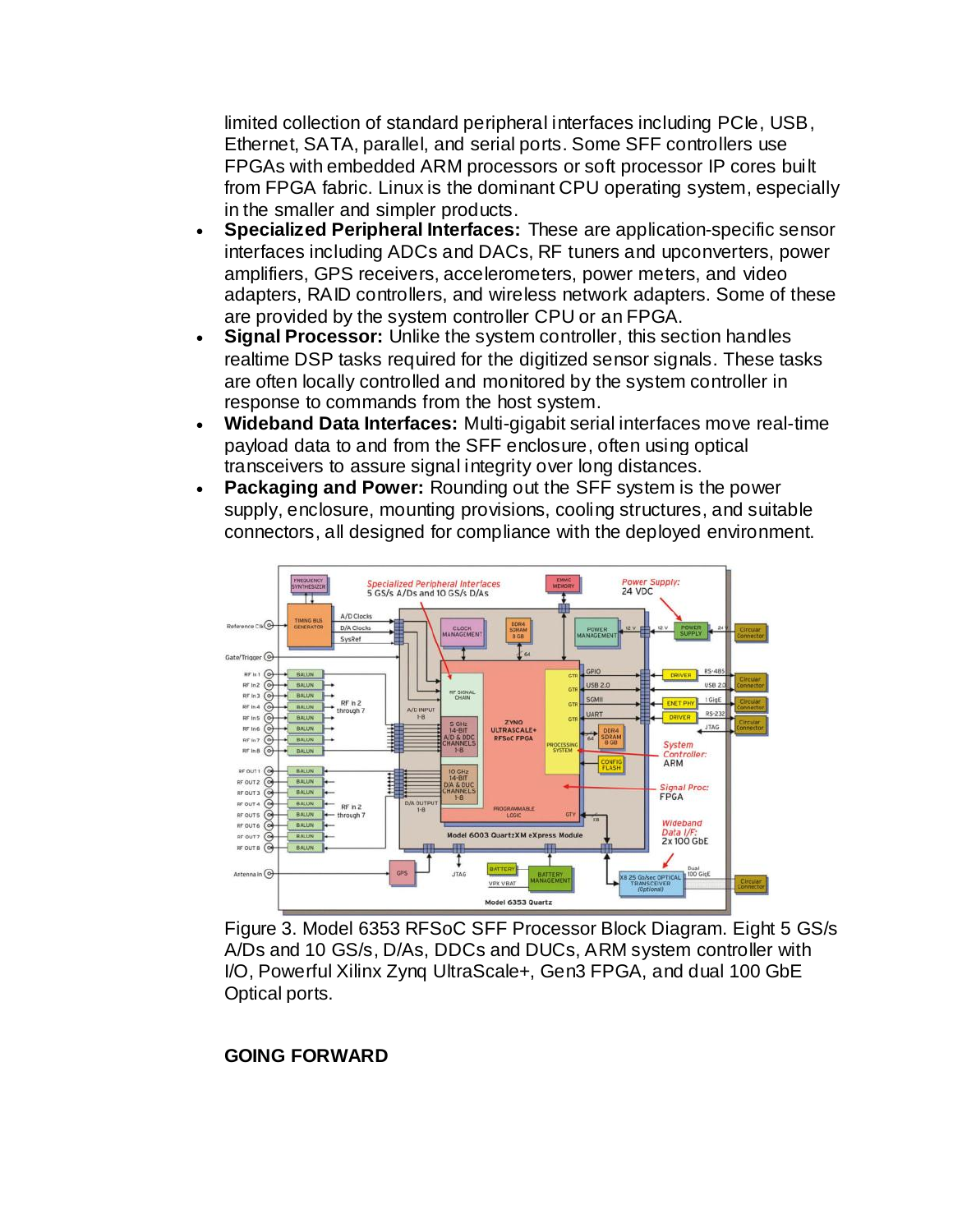limited collection of standard peripheral interfaces including PCIe, USB, Ethernet, SATA, parallel, and serial ports. Some SFF controllers use FPGAs with embedded ARM processors or soft processor IP cores built from FPGA fabric. Linux is the dominant CPU operating system, especially in the smaller and simpler products.

- **Specialized Peripheral Interfaces:** These are application-specific sensor interfaces including ADCs and DACs, RF tuners and upconverters, power amplifiers, GPS receivers, accelerometers, power meters, and video adapters, RAID controllers, and wireless network adapters. Some of these are provided by the system controller CPU or an FPGA.
- **Signal Processor:** Unlike the system controller, this section handles realtime DSP tasks required for the digitized sensor signals. These tasks are often locally controlled and monitored by the system controller in response to commands from the host system.
- **Wideband Data Interfaces:** Multi-gigabit serial interfaces move real-time payload data to and from the SFF enclosure, often using optical transceivers to assure signal integrity over long distances.
- **Packaging and Power:** Rounding out the SFF system is the power supply, enclosure, mounting provisions, cooling structures, and suitable connectors, all designed for compliance with the deployed environment.

Figure 3. Model 6353 RFSoC SFF Processor Block Diagram. Eight 5 GS/s A/Ds and 10 GS/s, D/As, DDCs and DUCs, ARM system controller with I/O, Powerful Xilinx Zynq UltraScale+, Gen3 FPGA, and dual 100 GbE Optical ports.

**GOING FORWARD**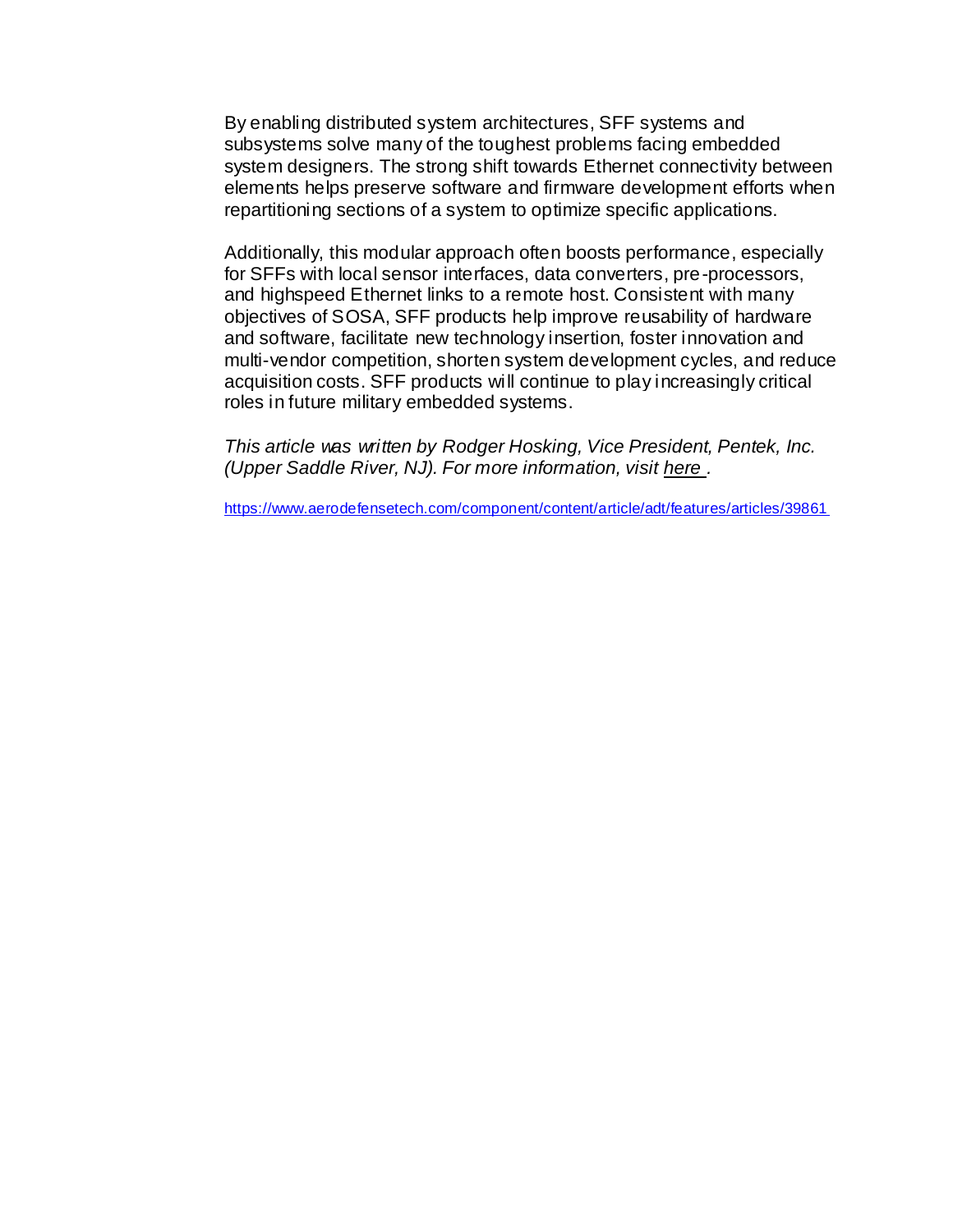By enabling distributed system architectures, SFF systems and subsystems solve many of the toughest problems facing embedded system designers. The strong shift towards Ethernet connectivity between elements helps preserve software and firmware development efforts when repartitioning sections of a system to optimize specific applications.

Additionally, this modular approach often boosts performance, especially for SFFs with local sensor interfaces, data converters, pre-processors, and highspeed Ethernet links to a remote host. Consistent with many objectives of SOSA, SFF products help improve reusability of hardware and software, facilitate new technology insertion, foster innovation and multi-vendor competition, shorten system development cycles, and reduce acquisition costs. SFF products will continue to play increasingly critical roles in future military embedded systems.

*This article was written by Rodger Hosking, Vice President, Pentek, Inc. (Upper Saddle River, NJ). For more information, visit here .*

https://www.aerodefensetech.com/component/content/article/adt/features/articles/39861